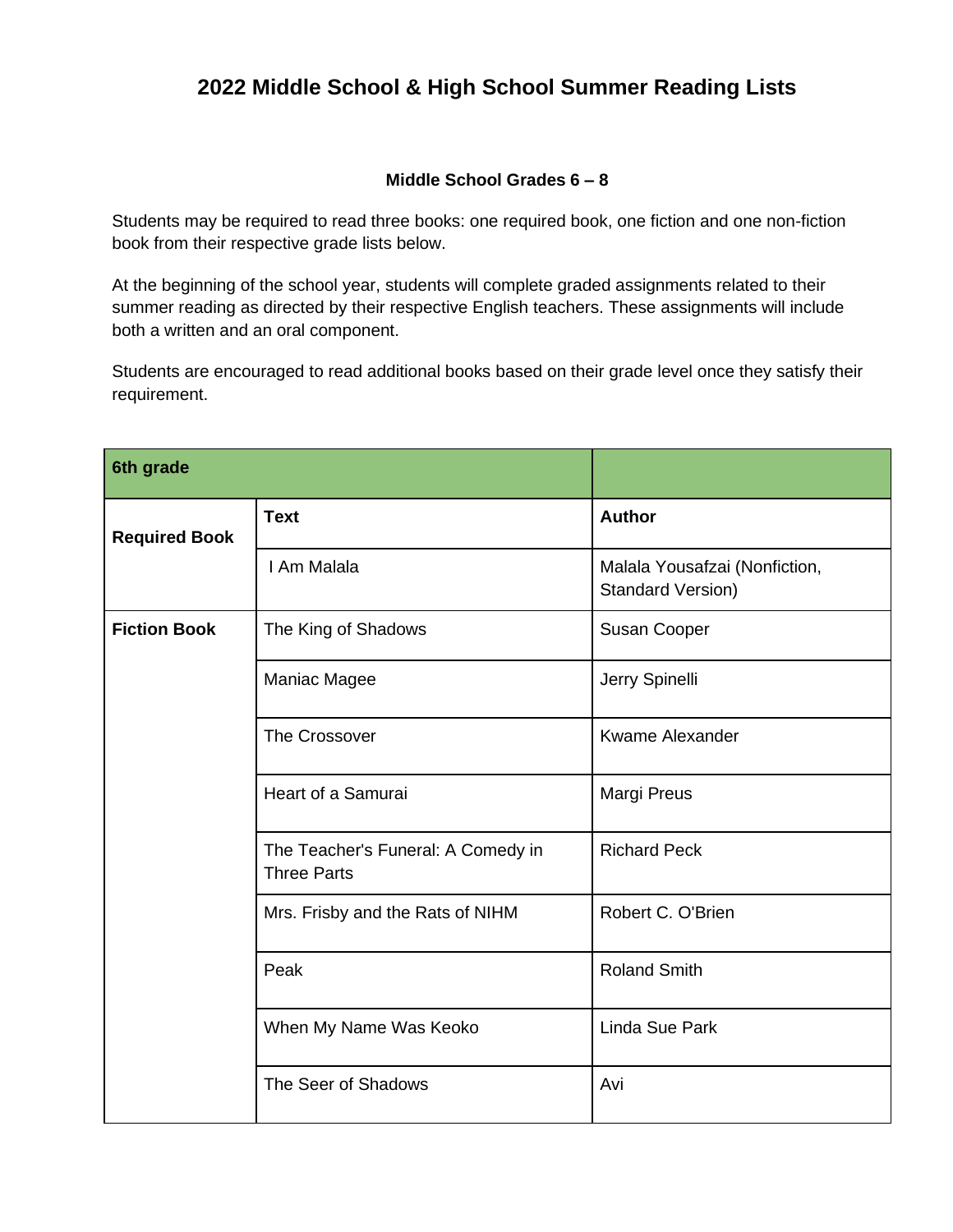# 2022 Middle School & High School Summer Reading Lists

### Middle School Grades 6 – 8

Students may be required to read three books: one required book, one fiction and one non-fiction book from their respective grade lists below.

At the beginning of the school year, students will complete graded assignments related to their summer reading as directed by their respective English teachers. These assignments will include both a written and an oral component.

Students are encouraged to read additional books based on their grade level once they satisfy their requirement.

| **6th grade** | | |
|---|---|---|
| **Required Book** | **Text** | **Author** |
| | I Am Malala | Malala Yousafzai (Nonfiction, Standard Version) |
| **Fiction Book** | The King of Shadows | Susan Cooper |
| | Maniac Magee | Jerry Spinelli |
| | The Crossover | Kwame Alexander |
| | Heart of a Samurai | Margi Preus |
| | The Teacher's Funeral: A Comedy in Three Parts | Richard Peck |
| | Mrs. Frisby and the Rats of NIHM | Robert C. O'Brien |
| | Peak | Roland Smith |
| | When My Name Was Keoko | Linda Sue Park |
| | The Seer of Shadows | Avi |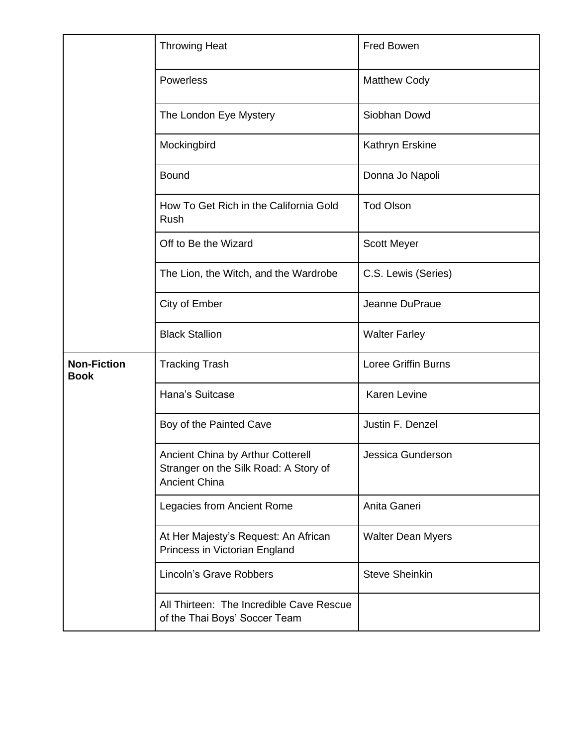| | | |
|---|---|---|
| | Throwing Heat | Fred Bowen |
| | Powerless | Matthew Cody |
| | The London Eye Mystery | Siobhan Dowd |
| | Mockingbird | Kathryn Erskine |
| | Bound | Donna Jo Napoli |
| | How To Get Rich in the California Gold Rush | Tod Olson |
| | Off to Be the Wizard | Scott Meyer |
| | The Lion, the Witch, and the Wardrobe | C.S. Lewis (Series) |
| | City of Ember | Jeanne DuPraue |
| | Black Stallion | Walter Farley |
| **Non-Fiction Book** | Tracking Trash | Loree Griffin Burns |
| | Hana's Suitcase | Karen Levine |
| | Boy of the Painted Cave | Justin F. Denzel |
| | Ancient China by Arthur Cotterell<br>Stranger on the Silk Road: A Story of Ancient China | Jessica Gunderson |
| | Legacies from Ancient Rome | Anita Ganeri |
| | At Her Majesty's Request: An African Princess in Victorian England | Walter Dean Myers |
| | Lincoln's Grave Robbers | Steve Sheinkin |
| | All Thirteen: The Incredible Cave Rescue of the Thai Boys' Soccer Team | |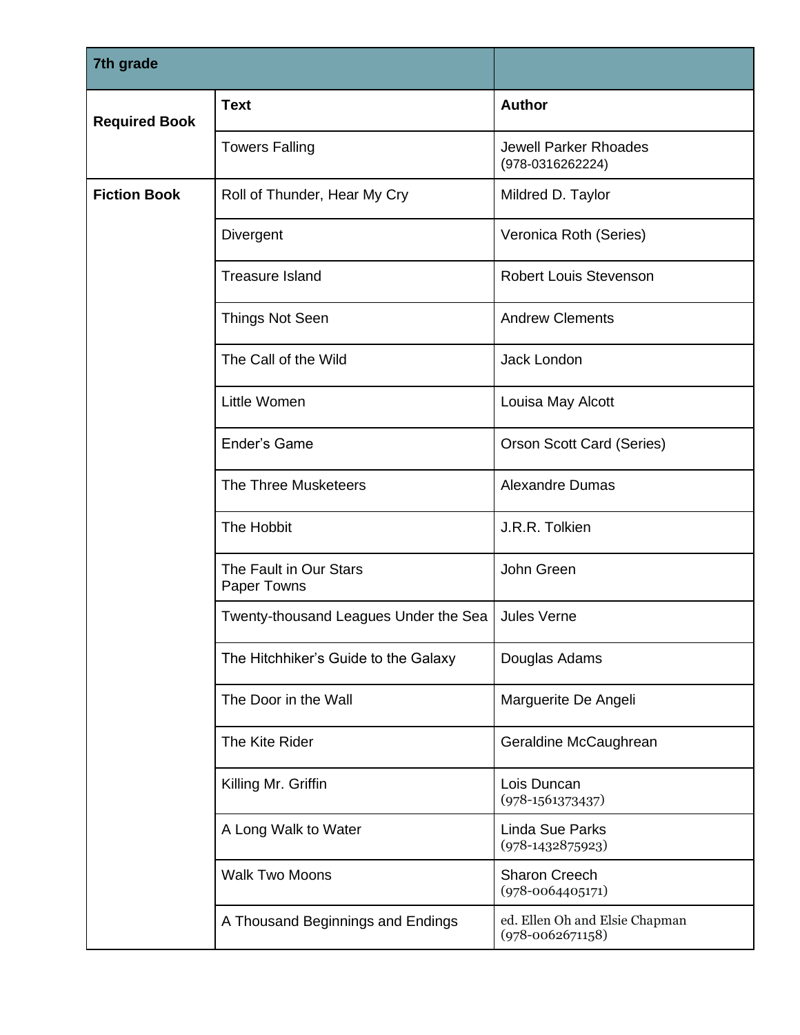| 7th grade | | |
|---|---|---|
| **Required Book** | **Text** | **Author** |
| | Towers Falling | Jewell Parker Rhoades (978-0316262224) |
| **Fiction Book** | Roll of Thunder, Hear My Cry | Mildred D. Taylor |
| | Divergent | Veronica Roth (Series) |
| | Treasure Island | Robert Louis Stevenson |
| | Things Not Seen | Andrew Clements |
| | The Call of the Wild | Jack London |
| | Little Women | Louisa May Alcott |
| | Ender's Game | Orson Scott Card (Series) |
| | The Three Musketeers | Alexandre Dumas |
| | The Hobbit | J.R.R. Tolkien |
| | The Fault in Our Stars<br>Paper Towns | John Green |
| | Twenty-thousand Leagues Under the Sea | Jules Verne |
| | The Hitchhiker's Guide to the Galaxy | Douglas Adams |
| | The Door in the Wall | Marguerite De Angeli |
| | The Kite Rider | Geraldine McCaughrean |
| | Killing Mr. Griffin | Lois Duncan (978-1561373437) |
| | A Long Walk to Water | Linda Sue Parks (978-1432875923) |
| | Walk Two Moons | Sharon Creech (978-0064405171) |
| | A Thousand Beginnings and Endings | ed. Ellen Oh and Elsie Chapman (978-0062671158) |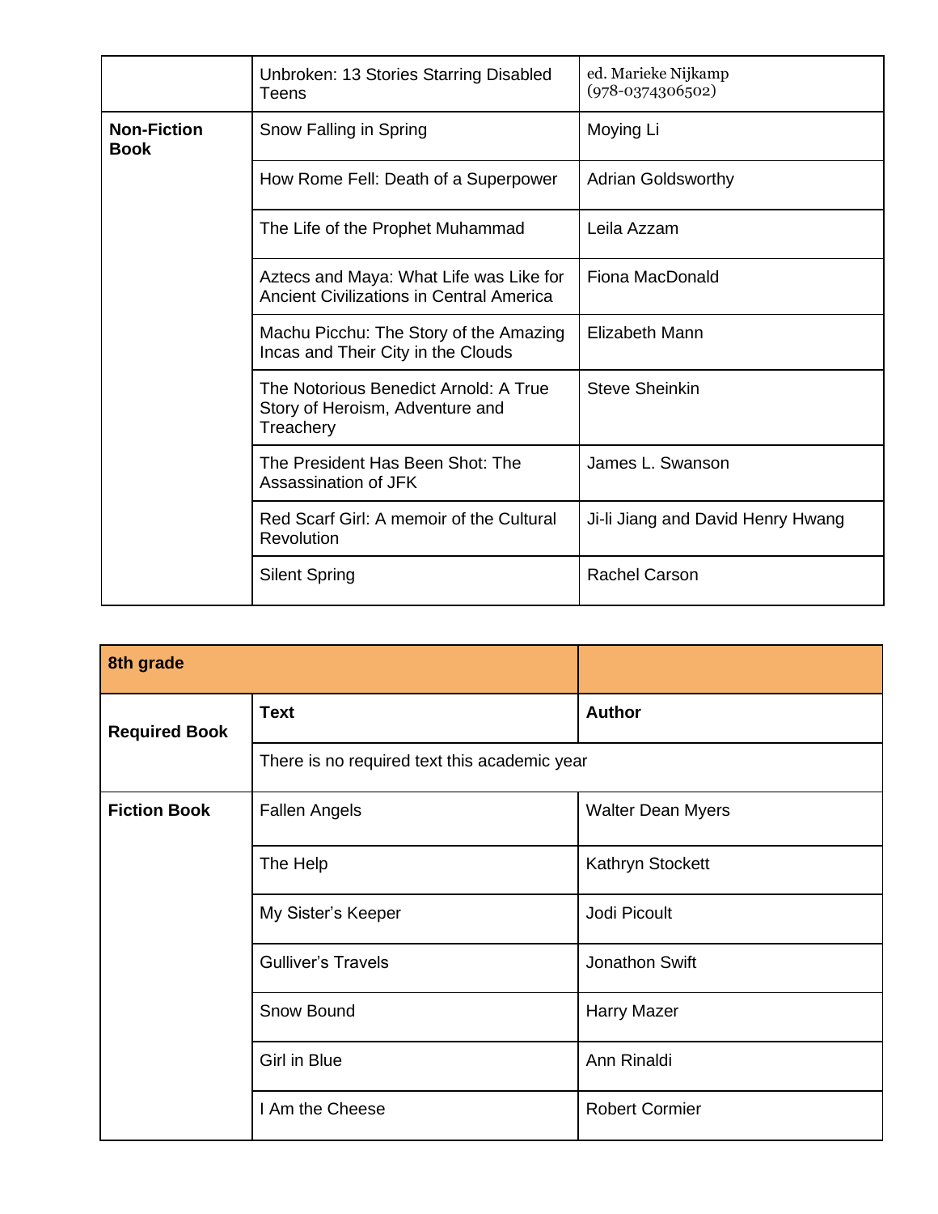| | | |
|---|---|---|
| | Unbroken: 13 Stories Starring Disabled Teens | ed. Marieke Nijkamp (978-0374306502) |
| **Non-Fiction Book** | Snow Falling in Spring | Moying Li |
| | How Rome Fell: Death of a Superpower | Adrian Goldsworthy |
| | The Life of the Prophet Muhammad | Leila Azzam |
| | Aztecs and Maya: What Life was Like for Ancient Civilizations in Central America | Fiona MacDonald |
| | Machu Picchu: The Story of the Amazing Incas and Their City in the Clouds | Elizabeth Mann |
| | The Notorious Benedict Arnold: A True Story of Heroism, Adventure and Treachery | Steve Sheinkin |
| | The President Has Been Shot: The Assassination of JFK | James L. Swanson |
| | Red Scarf Girl: A memoir of the Cultural Revolution | Ji-li Jiang and David Henry Hwang |
| | Silent Spring | Rachel Carson |

| **8th grade** | | |
|---|---|---|
| **Required Book** | **Text** | **Author** |
| | There is no required text this academic year | |
| **Fiction Book** | Fallen Angels | Walter Dean Myers |
| | The Help | Kathryn Stockett |
| | My Sister's Keeper | Jodi Picoult |
| | Gulliver's Travels | Jonathon Swift |
| | Snow Bound | Harry Mazer |
| | Girl in Blue | Ann Rinaldi |
| | I Am the Cheese | Robert Cormier |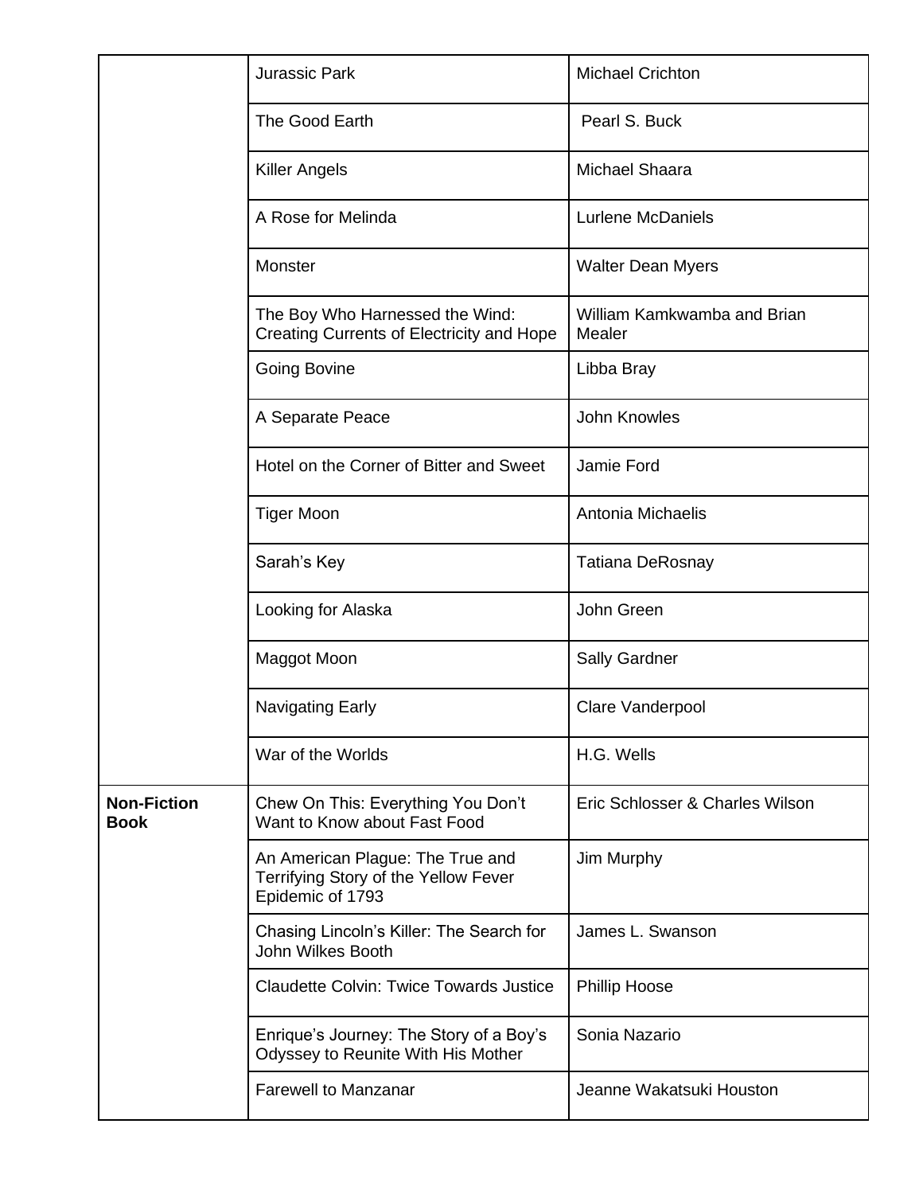| | | |
|---|---|---|
| | Jurassic Park | Michael Crichton |
| | The Good Earth | Pearl S. Buck |
| | Killer Angels | Michael Shaara |
| | A Rose for Melinda | Lurlene McDaniels |
| | Monster | Walter Dean Myers |
| | The Boy Who Harnessed the Wind: Creating Currents of Electricity and Hope | William Kamkwamba and Brian Mealer |
| | Going Bovine | Libba Bray |
| | A Separate Peace | John Knowles |
| | Hotel on the Corner of Bitter and Sweet | Jamie Ford |
| | Tiger Moon | Antonia Michaelis |
| | Sarah's Key | Tatiana DeRosnay |
| | Looking for Alaska | John Green |
| | Maggot Moon | Sally Gardner |
| | Navigating Early | Clare Vanderpool |
| | War of the Worlds | H.G. Wells |
| **Non-Fiction Book** | Chew On This: Everything You Don't Want to Know about Fast Food | Eric Schlosser & Charles Wilson |
| | An American Plague: The True and Terrifying Story of the Yellow Fever Epidemic of 1793 | Jim Murphy |
| | Chasing Lincoln's Killer: The Search for John Wilkes Booth | James L. Swanson |
| | Claudette Colvin: Twice Towards Justice | Phillip Hoose |
| | Enrique's Journey: The Story of a Boy's Odyssey to Reunite With His Mother | Sonia Nazario |
| | Farewell to Manzanar | Jeanne Wakatsuki Houston |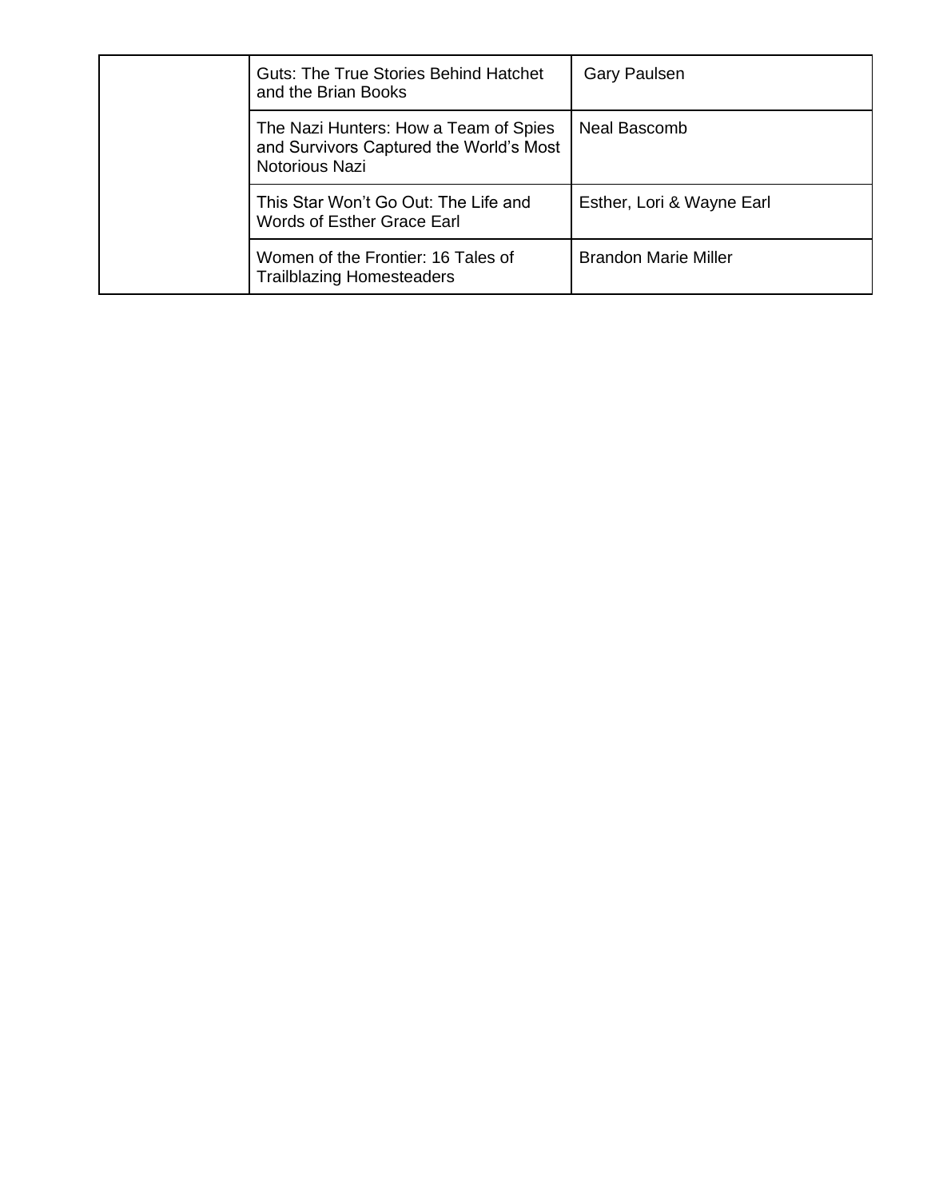| | | |
|---|---|---|
| | Guts: The True Stories Behind Hatchet and the Brian Books | Gary Paulsen |
| | The Nazi Hunters: How a Team of Spies and Survivors Captured the World's Most Notorious Nazi | Neal Bascomb |
| | This Star Won't Go Out: The Life and Words of Esther Grace Earl | Esther, Lori & Wayne Earl |
| | Women of the Frontier: 16 Tales of Trailblazing Homesteaders | Brandon Marie Miller |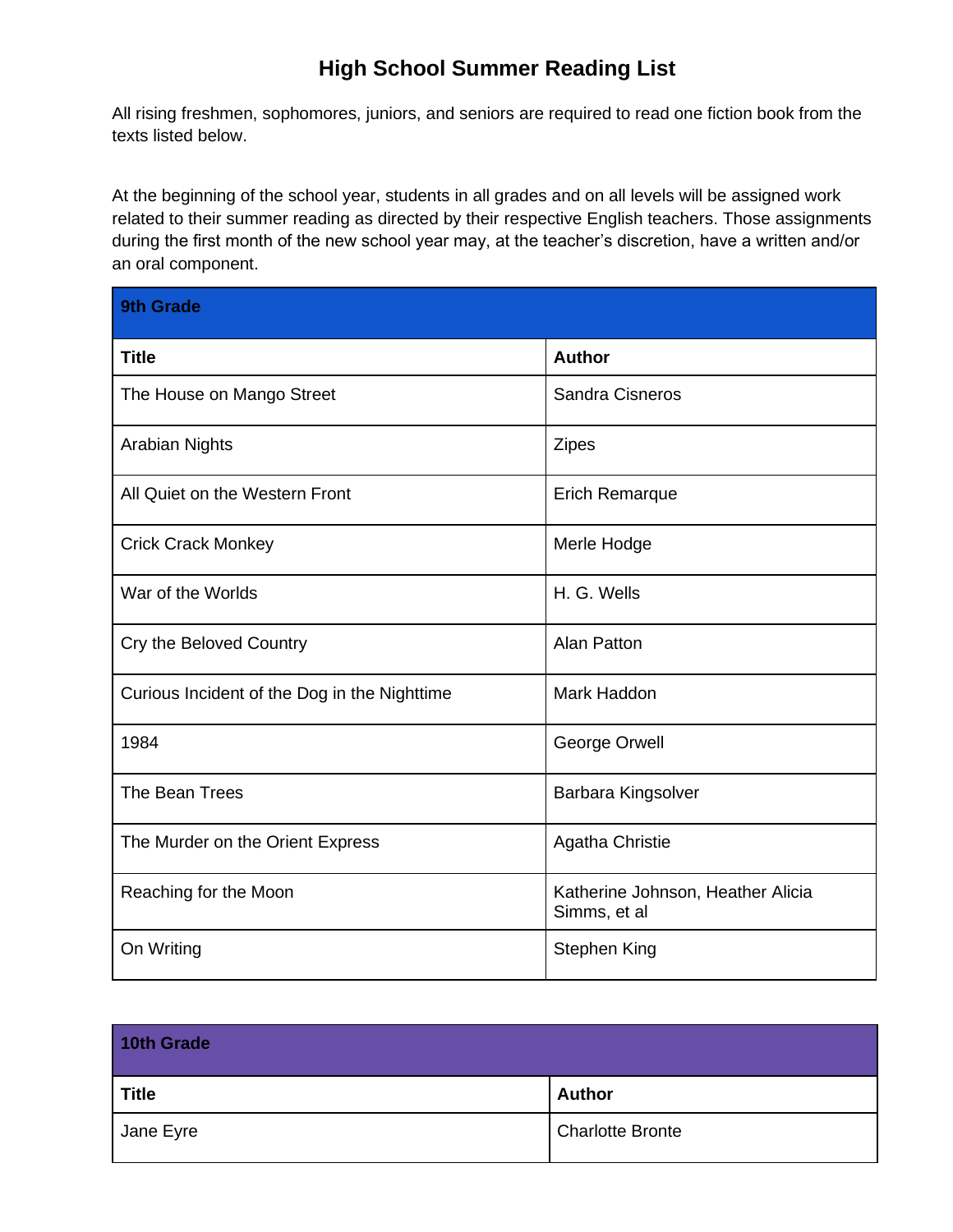# High School Summer Reading List

All rising freshmen, sophomores, juniors, and seniors are required to read one fiction book from the texts listed below.

At the beginning of the school year, students in all grades and on all levels will be assigned work related to their summer reading as directed by their respective English teachers. Those assignments during the first month of the new school year may, at the teacher's discretion, have a written and/or an oral component.

| **9th Grade** | |
|---|---|
| **Title** | **Author** |
| The House on Mango Street | Sandra Cisneros |
| Arabian Nights | Zipes |
| All Quiet on the Western Front | Erich Remarque |
| Crick Crack Monkey | Merle Hodge |
| War of the Worlds | H. G. Wells |
| Cry the Beloved Country | Alan Patton |
| Curious Incident of the Dog in the Nighttime | Mark Haddon |
| 1984 | George Orwell |
| The Bean Trees | Barbara Kingsolver |
| The Murder on the Orient Express | Agatha Christie |
| Reaching for the Moon | Katherine Johnson, Heather Alicia Simms, et al |
| On Writing | Stephen King |

| **10th Grade** | |
|---|---|
| **Title** | **Author** |
| Jane Eyre | Charlotte Bronte |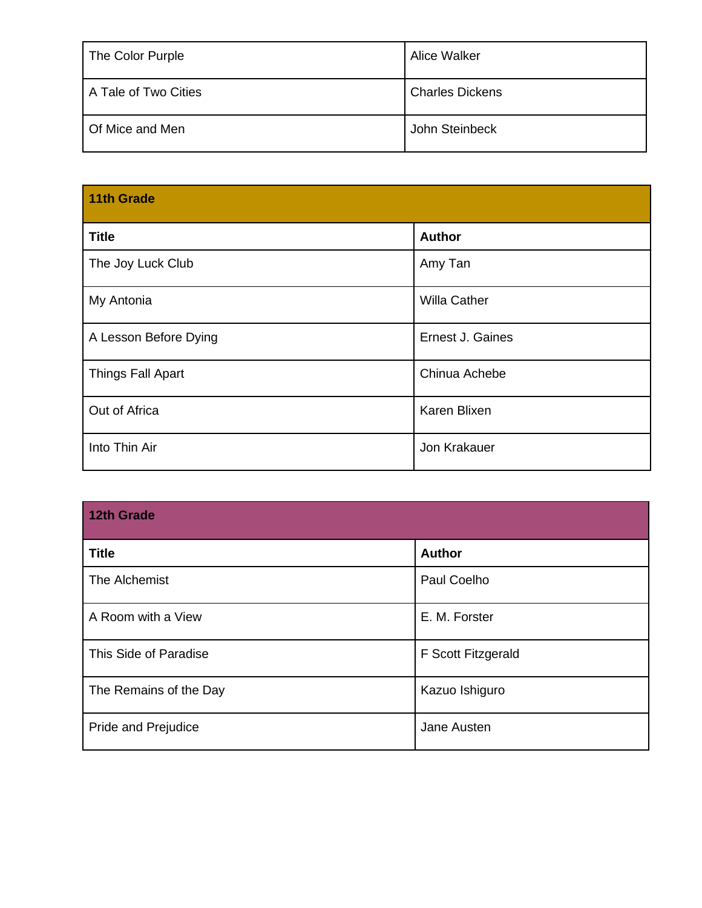| | |
|---|---|
| The Color Purple | Alice Walker |
| A Tale of Two Cities | Charles Dickens |
| Of Mice and Men | John Steinbeck |

| **11th Grade** | |
|---|---|
| **Title** | **Author** |
| The Joy Luck Club | Amy Tan |
| My Antonia | Willa Cather |
| A Lesson Before Dying | Ernest J. Gaines |
| Things Fall Apart | Chinua Achebe |
| Out of Africa | Karen Blixen |
| Into Thin Air | Jon Krakauer |

| **12th Grade** | |
|---|---|
| **Title** | **Author** |
| The Alchemist | Paul Coelho |
| A Room with a View | E. M. Forster |
| This Side of Paradise | F Scott Fitzgerald |
| The Remains of the Day | Kazuo Ishiguro |
| Pride and Prejudice | Jane Austen |